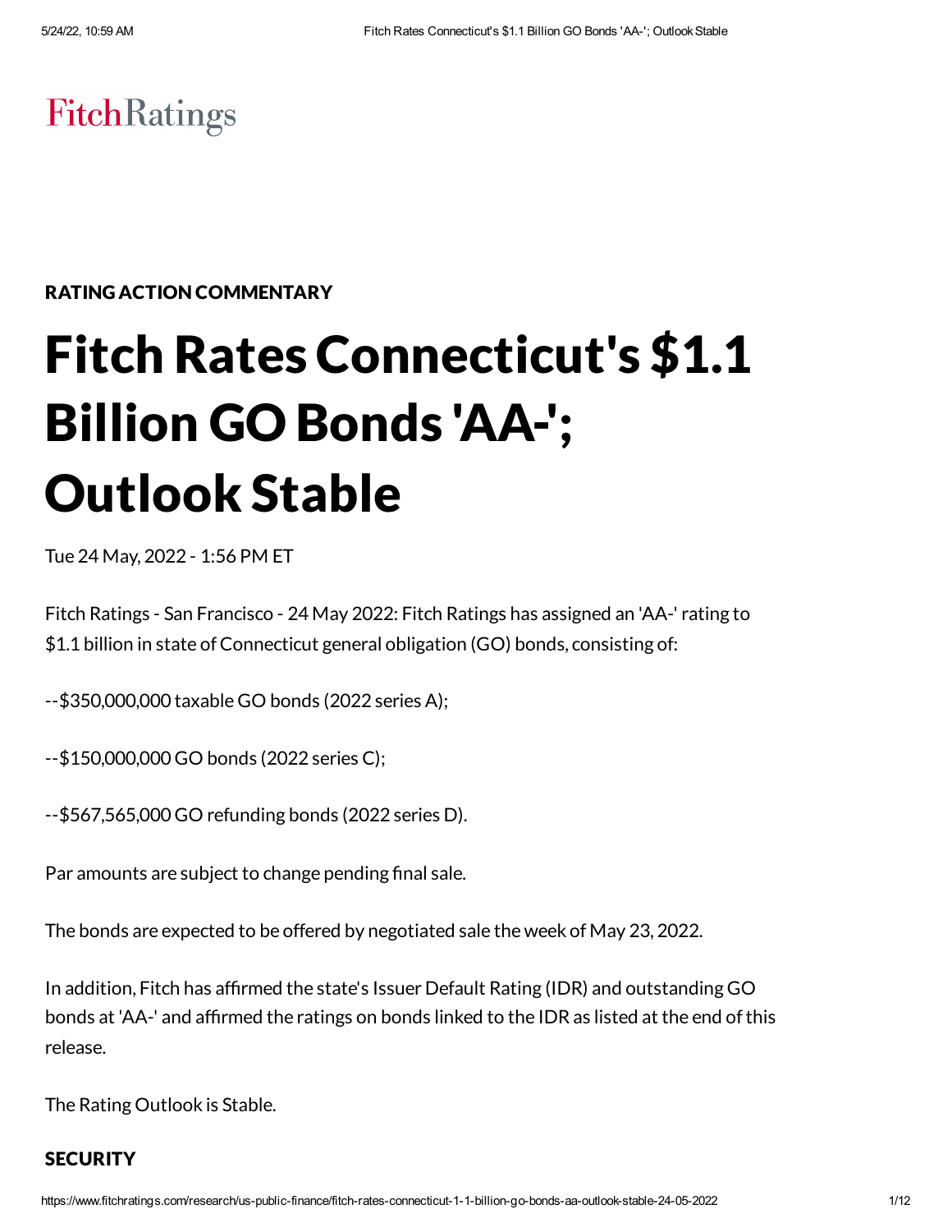FitchRatings

RATING ACTION COMMENTARY

# Fitch Rates Connecticut's $1.1 Billion GO Bonds 'AA-'; Outlook Stable

Tue 24 May, 2022 - 1:56 PM ET

Fitch Ratings - San Francisco - 24 May 2022: Fitch Ratings has assigned an 'AA-' rating to $1.1 billion in state of Connecticut general obligation (GO) bonds, consisting of:

--$350,000,000 taxable GO bonds (2022 series A);

--$150,000,000 GO bonds (2022 series C);

--$567,565,000 GO refunding bonds (2022 series D).

Par amounts are subject to change pending final sale.

The bonds are expected to be offered by negotiated sale the week of May 23, 2022.

In addition, Fitch has affirmed the state's Issuer Default Rating (IDR) and outstanding GO bonds at 'AA-' and affirmed the ratings on bonds linked to the IDR as listed at the end of this release.

The Rating Outlook is Stable.

## SECURITY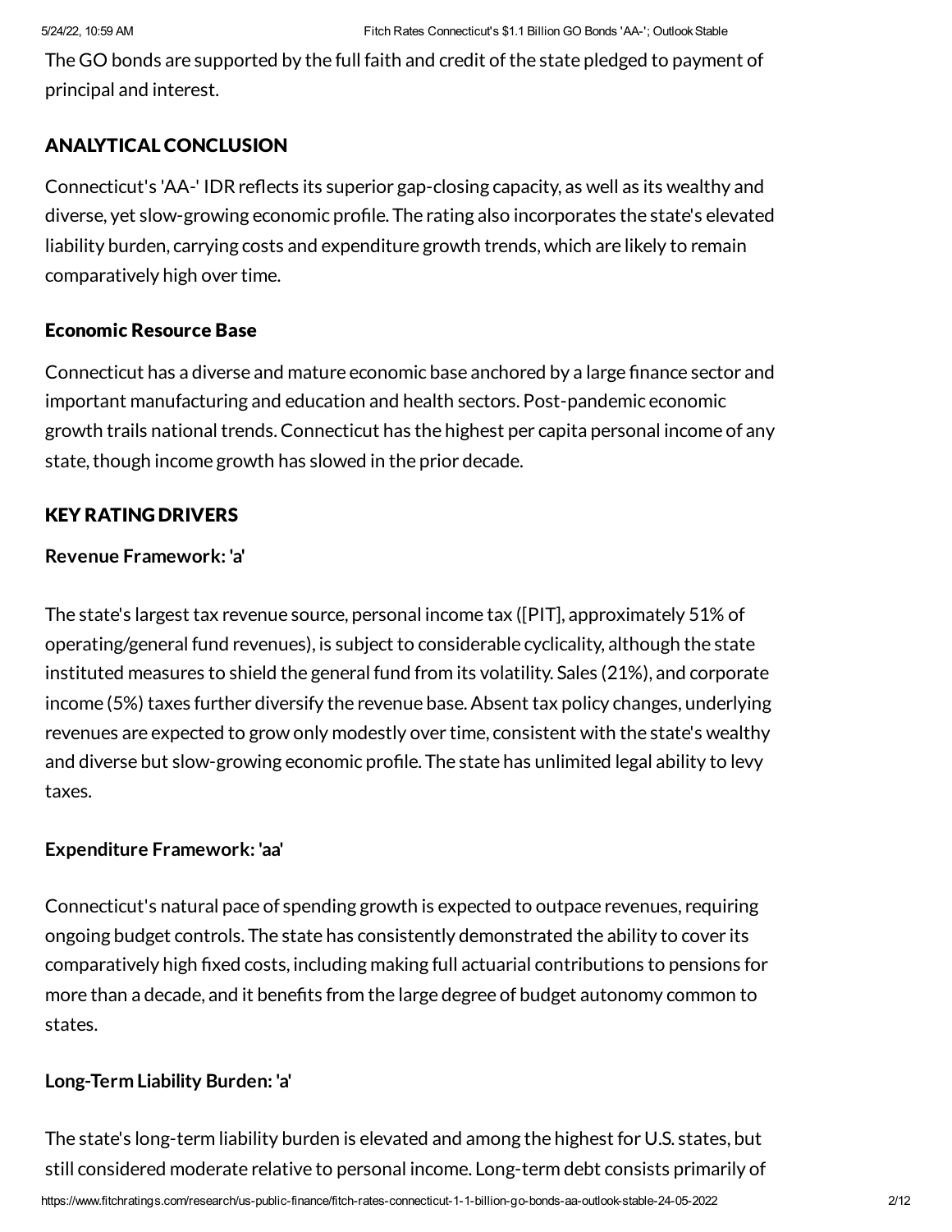The GO bonds are supported by the full faith and credit of the state pledged to payment of principal and interest.

## ANALYTICAL CONCLUSION

Connecticut's 'AA-' IDR reflects its superior gap-closing capacity, as well as its wealthy and diverse, yet slow-growing economic profile. The rating also incorporates the state's elevated liability burden, carrying costs and expenditure growth trends, which are likely to remain comparatively high over time.

### Economic Resource Base

Connecticut has a diverse and mature economic base anchored by a large finance sector and important manufacturing and education and health sectors. Post-pandemic economic growth trails national trends. Connecticut has the highest per capita personal income of any state, though income growth has slowed in the prior decade.

## KEY RATING DRIVERS

**Revenue Framework: 'a'**

The state's largest tax revenue source, personal income tax ([PIT], approximately 51% of operating/general fund revenues), is subject to considerable cyclicality, although the state instituted measures to shield the general fund from its volatility. Sales (21%), and corporate income (5%) taxes further diversify the revenue base. Absent tax policy changes, underlying revenues are expected to grow only modestly over time, consistent with the state's wealthy and diverse but slow-growing economic profile. The state has unlimited legal ability to levy taxes.

**Expenditure Framework: 'aa'**

Connecticut's natural pace of spending growth is expected to outpace revenues, requiring ongoing budget controls. The state has consistently demonstrated the ability to cover its comparatively high fixed costs, including making full actuarial contributions to pensions for more than a decade, and it benefits from the large degree of budget autonomy common to states.

**Long-Term Liability Burden: 'a'**

The state's long-term liability burden is elevated and among the highest for U.S. states, but still considered moderate relative to personal income. Long-term debt consists primarily of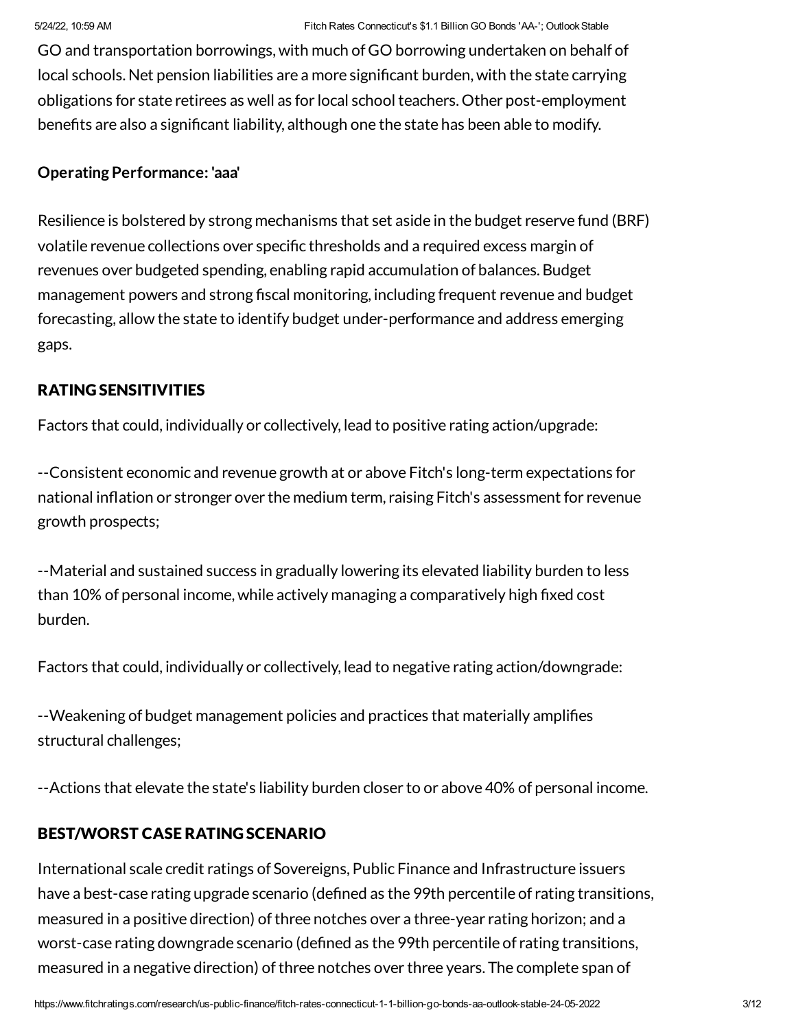GO and transportation borrowings, with much of GO borrowing undertaken on behalf of local schools. Net pension liabilities are a more significant burden, with the state carrying obligations for state retirees as well as for local school teachers. Other post-employment benefits are also a significant liability, although one the state has been able to modify.

**Operating Performance: 'aaa'**

Resilience is bolstered by strong mechanisms that set aside in the budget reserve fund (BRF) volatile revenue collections over specific thresholds and a required excess margin of revenues over budgeted spending, enabling rapid accumulation of balances. Budget management powers and strong fiscal monitoring, including frequent revenue and budget forecasting, allow the state to identify budget under-performance and address emerging gaps.

## RATING SENSITIVITIES

Factors that could, individually or collectively, lead to positive rating action/upgrade:

--Consistent economic and revenue growth at or above Fitch's long-term expectations for national inflation or stronger over the medium term, raising Fitch's assessment for revenue growth prospects;

--Material and sustained success in gradually lowering its elevated liability burden to less than 10% of personal income, while actively managing a comparatively high fixed cost burden.

Factors that could, individually or collectively, lead to negative rating action/downgrade:

--Weakening of budget management policies and practices that materially amplifies structural challenges;

--Actions that elevate the state's liability burden closer to or above 40% of personal income.

## BEST/WORST CASE RATING SCENARIO

International scale credit ratings of Sovereigns, Public Finance and Infrastructure issuers have a best-case rating upgrade scenario (defined as the 99th percentile of rating transitions, measured in a positive direction) of three notches over a three-year rating horizon; and a worst-case rating downgrade scenario (defined as the 99th percentile of rating transitions, measured in a negative direction) of three notches over three years. The complete span of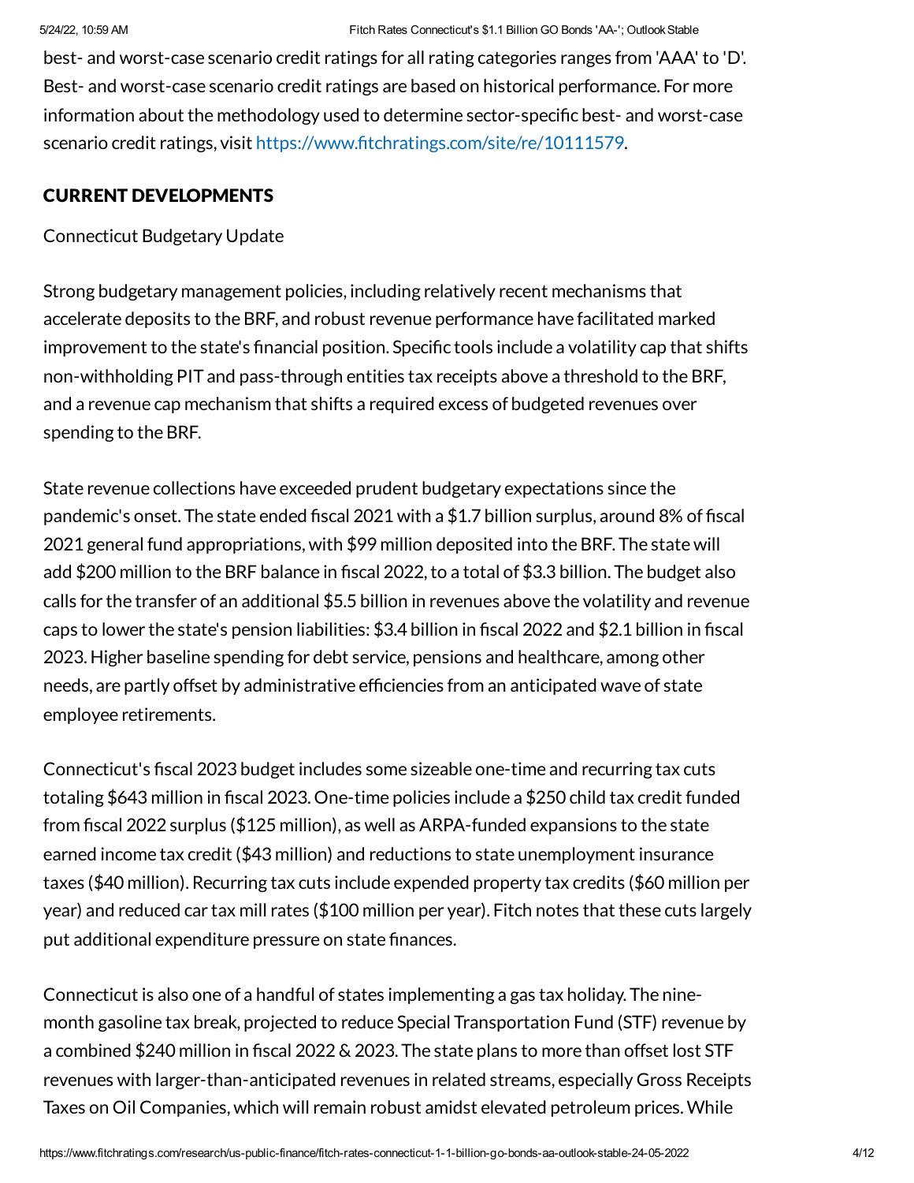best- and worst-case scenario credit ratings for all rating categories ranges from 'AAA' to 'D'. Best- and worst-case scenario credit ratings are based on historical performance. For more information about the methodology used to determine sector-specific best- and worst-case scenario credit ratings, visit https://www.fitchratings.com/site/re/10111579.

## CURRENT DEVELOPMENTS

Connecticut Budgetary Update

Strong budgetary management policies, including relatively recent mechanisms that accelerate deposits to the BRF, and robust revenue performance have facilitated marked improvement to the state's financial position. Specific tools include a volatility cap that shifts non-withholding PIT and pass-through entities tax receipts above a threshold to the BRF, and a revenue cap mechanism that shifts a required excess of budgeted revenues over spending to the BRF.

State revenue collections have exceeded prudent budgetary expectations since the pandemic's onset. The state ended fiscal 2021 with a $1.7 billion surplus, around 8% of fiscal 2021 general fund appropriations, with $99 million deposited into the BRF. The state will add $200 million to the BRF balance in fiscal 2022, to a total of $3.3 billion. The budget also calls for the transfer of an additional $5.5 billion in revenues above the volatility and revenue caps to lower the state's pension liabilities: $3.4 billion in fiscal 2022 and $2.1 billion in fiscal 2023. Higher baseline spending for debt service, pensions and healthcare, among other needs, are partly offset by administrative efficiencies from an anticipated wave of state employee retirements.

Connecticut's fiscal 2023 budget includes some sizeable one-time and recurring tax cuts totaling $643 million in fiscal 2023. One-time policies include a $250 child tax credit funded from fiscal 2022 surplus ($125 million), as well as ARPA-funded expansions to the state earned income tax credit ($43 million) and reductions to state unemployment insurance taxes ($40 million). Recurring tax cuts include expended property tax credits ($60 million per year) and reduced car tax mill rates ($100 million per year). Fitch notes that these cuts largely put additional expenditure pressure on state finances.

Connecticut is also one of a handful of states implementing a gas tax holiday. The nine-month gasoline tax break, projected to reduce Special Transportation Fund (STF) revenue by a combined $240 million in fiscal 2022 & 2023. The state plans to more than offset lost STF revenues with larger-than-anticipated revenues in related streams, especially Gross Receipts Taxes on Oil Companies, which will remain robust amidst elevated petroleum prices. While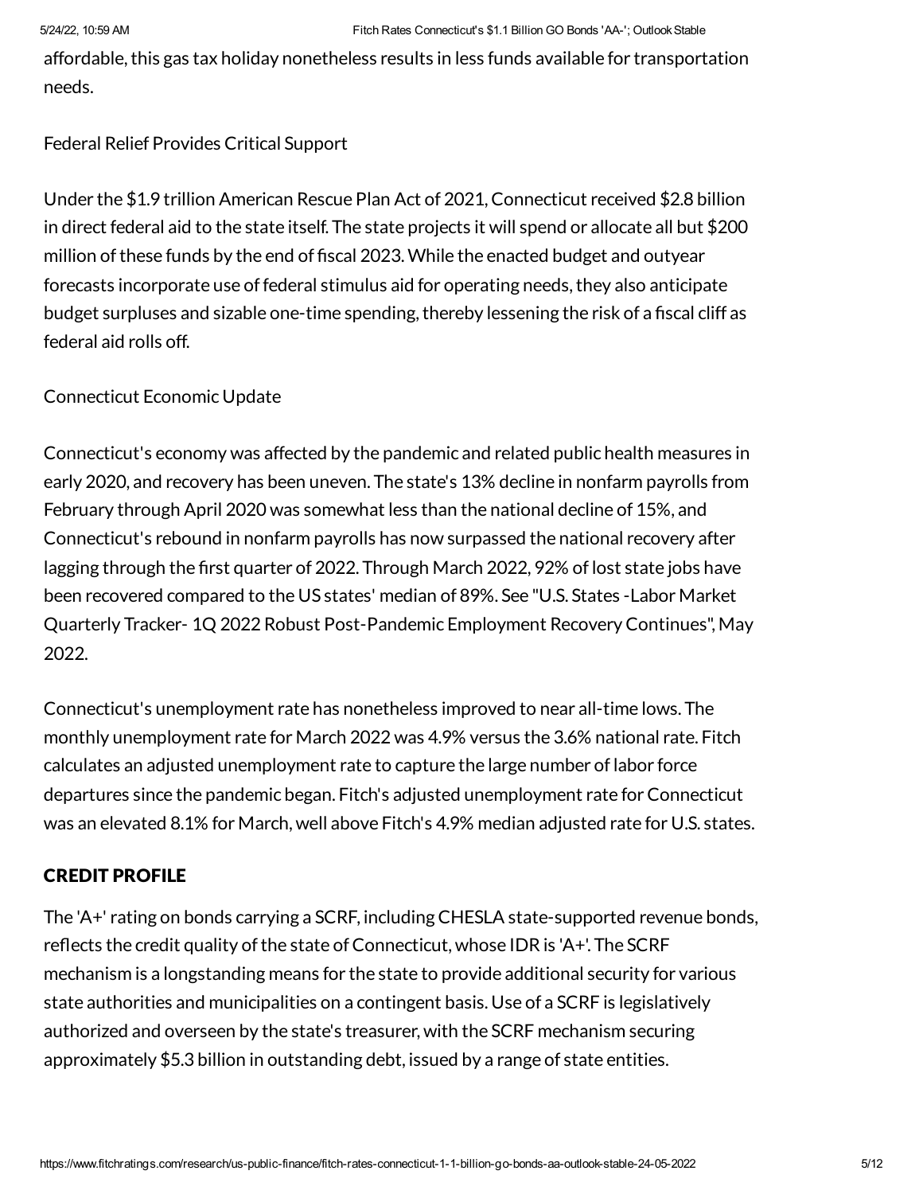affordable, this gas tax holiday nonetheless results in less funds available for transportation needs.

Federal Relief Provides Critical Support

Under the $1.9 trillion American Rescue Plan Act of 2021, Connecticut received $2.8 billion in direct federal aid to the state itself. The state projects it will spend or allocate all but $200 million of these funds by the end of fiscal 2023. While the enacted budget and outyear forecasts incorporate use of federal stimulus aid for operating needs, they also anticipate budget surpluses and sizable one-time spending, thereby lessening the risk of a fiscal cliff as federal aid rolls off.

Connecticut Economic Update

Connecticut's economy was affected by the pandemic and related public health measures in early 2020, and recovery has been uneven. The state's 13% decline in nonfarm payrolls from February through April 2020 was somewhat less than the national decline of 15%, and Connecticut's rebound in nonfarm payrolls has now surpassed the national recovery after lagging through the first quarter of 2022. Through March 2022, 92% of lost state jobs have been recovered compared to the US states' median of 89%. See "U.S. States -Labor Market Quarterly Tracker- 1Q 2022 Robust Post-Pandemic Employment Recovery Continues", May 2022.

Connecticut's unemployment rate has nonetheless improved to near all-time lows. The monthly unemployment rate for March 2022 was 4.9% versus the 3.6% national rate. Fitch calculates an adjusted unemployment rate to capture the large number of labor force departures since the pandemic began. Fitch's adjusted unemployment rate for Connecticut was an elevated 8.1% for March, well above Fitch's 4.9% median adjusted rate for U.S. states.

## CREDIT PROFILE

The 'A+' rating on bonds carrying a SCRF, including CHESLA state-supported revenue bonds, reflects the credit quality of the state of Connecticut, whose IDR is 'A+'. The SCRF mechanism is a longstanding means for the state to provide additional security for various state authorities and municipalities on a contingent basis. Use of a SCRF is legislatively authorized and overseen by the state's treasurer, with the SCRF mechanism securing approximately $5.3 billion in outstanding debt, issued by a range of state entities.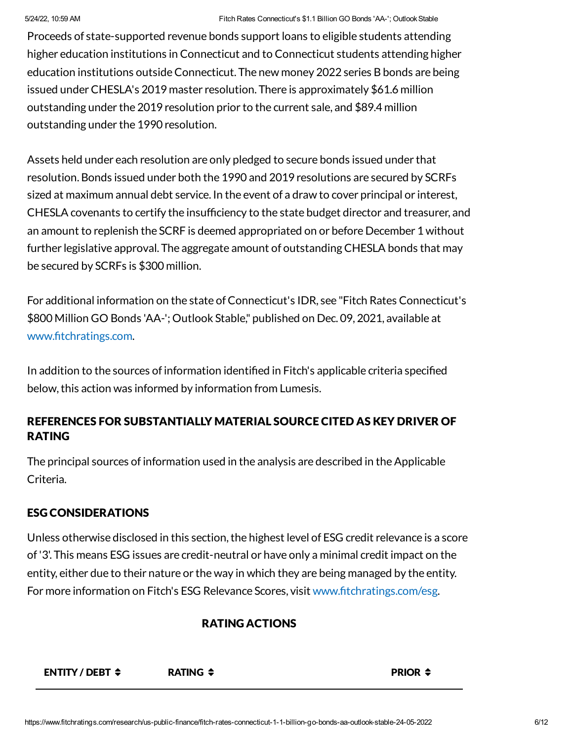Proceeds of state-supported revenue bonds support loans to eligible students attending higher education institutions in Connecticut and to Connecticut students attending higher education institutions outside Connecticut. The new money 2022 series B bonds are being issued under CHESLA's 2019 master resolution. There is approximately $61.6 million outstanding under the 2019 resolution prior to the current sale, and $89.4 million outstanding under the 1990 resolution.

Assets held under each resolution are only pledged to secure bonds issued under that resolution. Bonds issued under both the 1990 and 2019 resolutions are secured by SCRFs sized at maximum annual debt service. In the event of a draw to cover principal or interest, CHESLA covenants to certify the insufficiency to the state budget director and treasurer, and an amount to replenish the SCRF is deemed appropriated on or before December 1 without further legislative approval. The aggregate amount of outstanding CHESLA bonds that may be secured by SCRFs is $300 million.

For additional information on the state of Connecticut's IDR, see "Fitch Rates Connecticut's $800 Million GO Bonds 'AA-'; Outlook Stable," published on Dec. 09, 2021, available at www.fitchratings.com.

In addition to the sources of information identified in Fitch's applicable criteria specified below, this action was informed by information from Lumesis.

## REFERENCES FOR SUBSTANTIALLY MATERIAL SOURCE CITED AS KEY DRIVER OF RATING

The principal sources of information used in the analysis are described in the Applicable Criteria.

## ESG CONSIDERATIONS

Unless otherwise disclosed in this section, the highest level of ESG credit relevance is a score of '3'. This means ESG issues are credit-neutral or have only a minimal credit impact on the entity, either due to their nature or the way in which they are being managed by the entity. For more information on Fitch's ESG Relevance Scores, visit www.fitchratings.com/esg.

## RATING ACTIONS

| ENTITY / DEBT | RATING | PRIOR |
|---|---|---|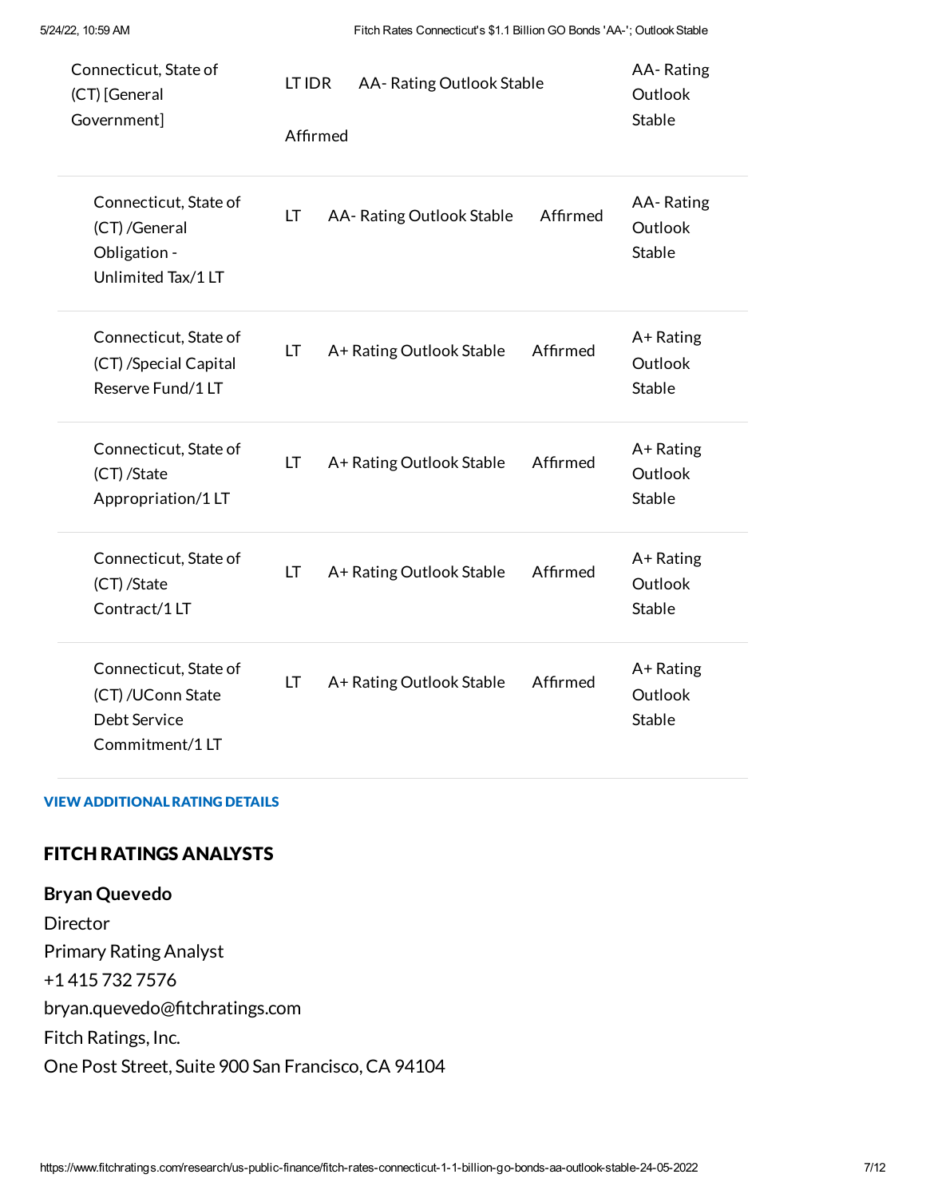| | | | |
|---|---|---|---|
| Connecticut, State of (CT) [General Government] | LT IDR | AA- Rating Outlook Stable Affirmed | AA- Rating Outlook Stable |
| Connecticut, State of (CT) /General Obligation - Unlimited Tax/1 LT | LT | AA- Rating Outlook Stable Affirmed | AA- Rating Outlook Stable |
| Connecticut, State of (CT) /Special Capital Reserve Fund/1 LT | LT | A+ Rating Outlook Stable Affirmed | A+ Rating Outlook Stable |
| Connecticut, State of (CT) /State Appropriation/1 LT | LT | A+ Rating Outlook Stable Affirmed | A+ Rating Outlook Stable |
| Connecticut, State of (CT) /State Contract/1 LT | LT | A+ Rating Outlook Stable Affirmed | A+ Rating Outlook Stable |
| Connecticut, State of (CT) /UConn State Debt Service Commitment/1 LT | LT | A+ Rating Outlook Stable Affirmed | A+ Rating Outlook Stable |

**VIEW ADDITIONAL RATING DETAILS**

## FITCH RATINGS ANALYSTS

**Bryan Quevedo**
Director
Primary Rating Analyst
+1 415 732 7576
bryan.quevedo@fitchratings.com
Fitch Ratings, Inc.
One Post Street, Suite 900 San Francisco, CA 94104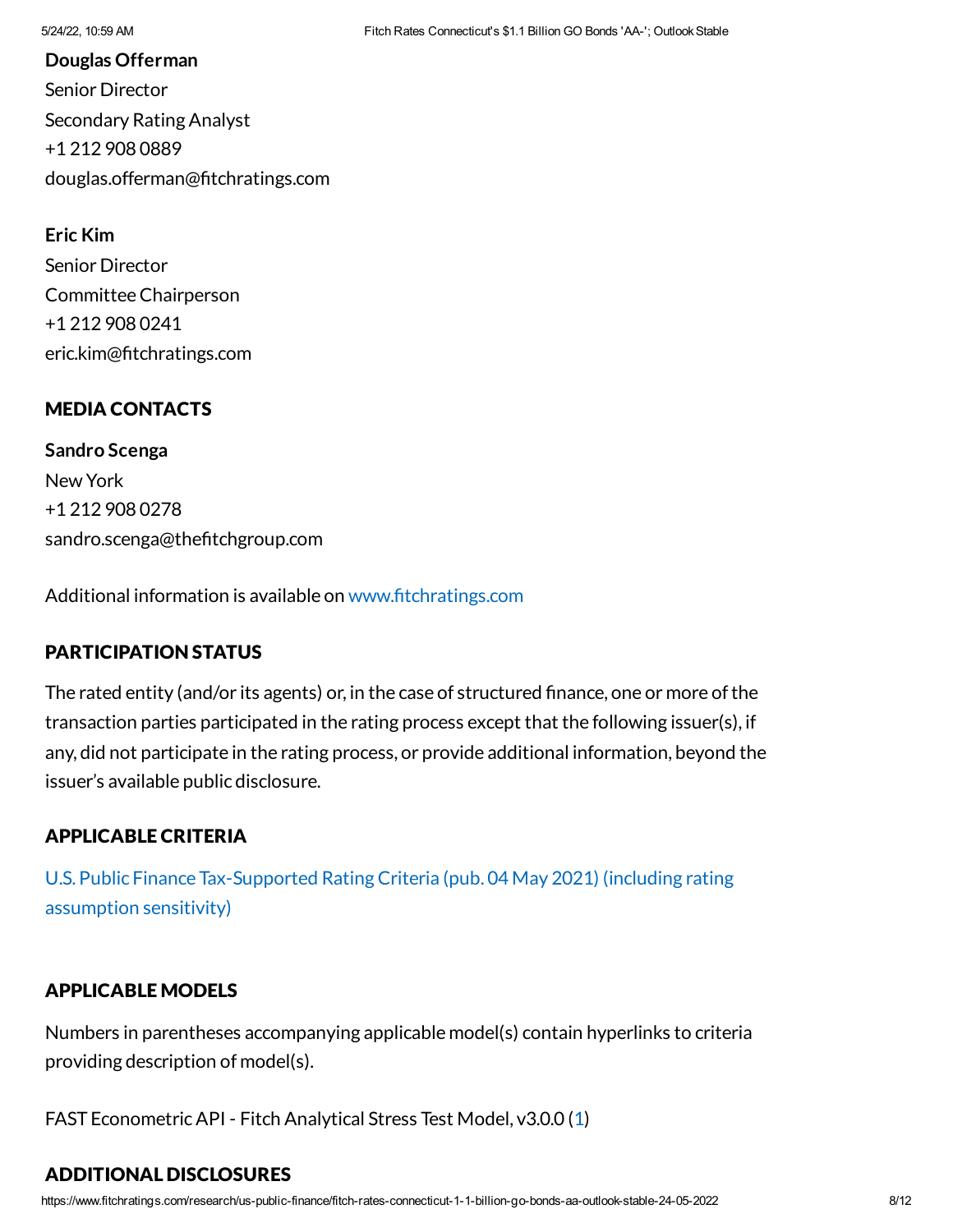**Douglas Offerman**
Senior Director
Secondary Rating Analyst
+1 212 908 0889
douglas.offerman@fitchratings.com

**Eric Kim**
Senior Director
Committee Chairperson
+1 212 908 0241
eric.kim@fitchratings.com

## MEDIA CONTACTS

**Sandro Scenga**
New York
+1 212 908 0278
sandro.scenga@thefitchgroup.com

Additional information is available on www.fitchratings.com

## PARTICIPATION STATUS

The rated entity (and/or its agents) or, in the case of structured finance, one or more of the transaction parties participated in the rating process except that the following issuer(s), if any, did not participate in the rating process, or provide additional information, beyond the issuer's available public disclosure.

## APPLICABLE CRITERIA

U.S. Public Finance Tax-Supported Rating Criteria (pub. 04 May 2021) (including rating assumption sensitivity)

## APPLICABLE MODELS

Numbers in parentheses accompanying applicable model(s) contain hyperlinks to criteria providing description of model(s).

FAST Econometric API - Fitch Analytical Stress Test Model, v3.0.0 (1)

## ADDITIONAL DISCLOSURES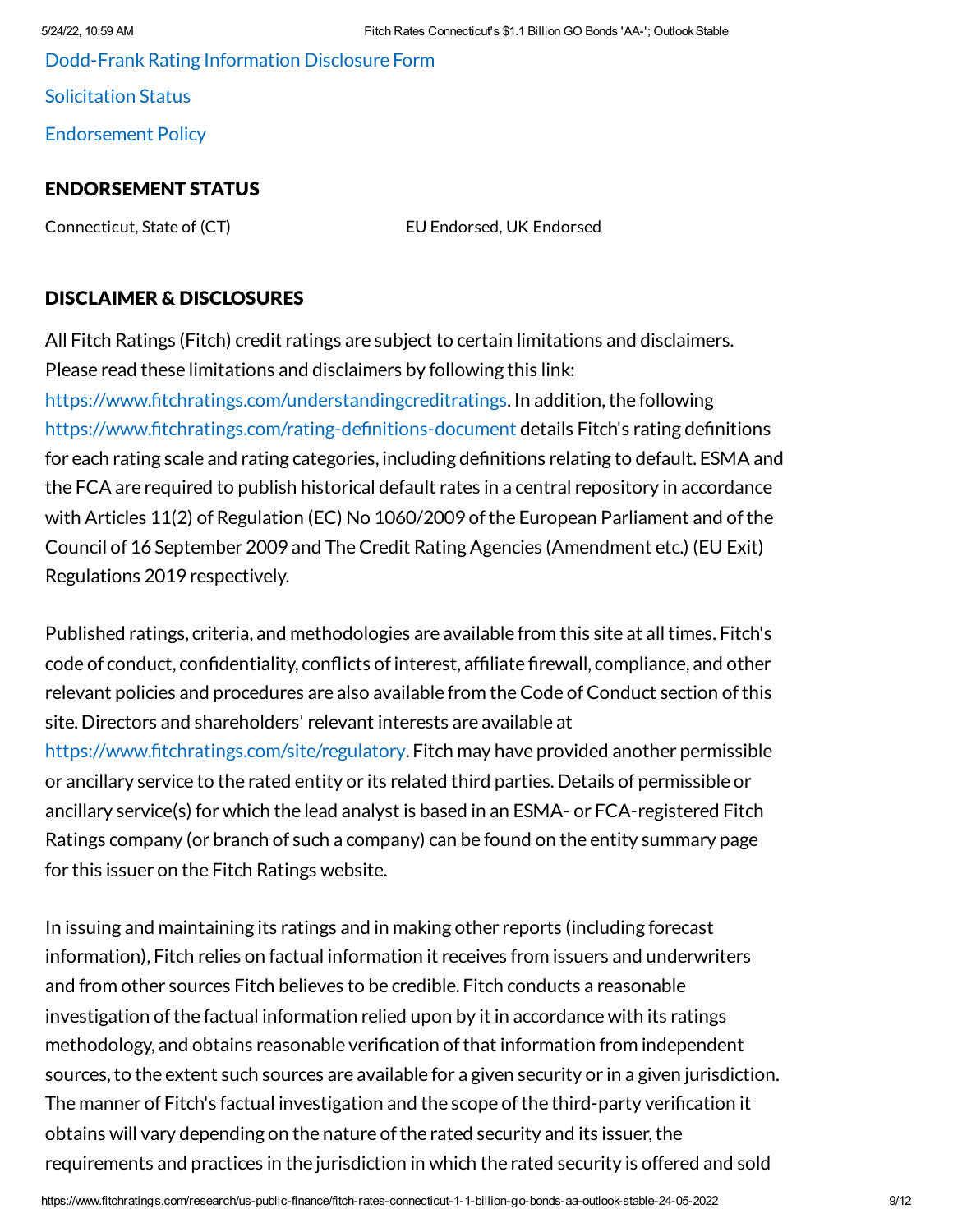Dodd-Frank Rating Information Disclosure Form

Solicitation Status

Endorsement Policy

## ENDORSEMENT STATUS

| Connecticut, State of (CT) | EU Endorsed, UK Endorsed |
|---|---|

## DISCLAIMER & DISCLOSURES

All Fitch Ratings (Fitch) credit ratings are subject to certain limitations and disclaimers. Please read these limitations and disclaimers by following this link: https://www.fitchratings.com/understandingcreditratings. In addition, the following https://www.fitchratings.com/rating-definitions-document details Fitch's rating definitions for each rating scale and rating categories, including definitions relating to default. ESMA and the FCA are required to publish historical default rates in a central repository in accordance with Articles 11(2) of Regulation (EC) No 1060/2009 of the European Parliament and of the Council of 16 September 2009 and The Credit Rating Agencies (Amendment etc.) (EU Exit) Regulations 2019 respectively.

Published ratings, criteria, and methodologies are available from this site at all times. Fitch's code of conduct, confidentiality, conflicts of interest, affiliate firewall, compliance, and other relevant policies and procedures are also available from the Code of Conduct section of this site. Directors and shareholders' relevant interests are available at https://www.fitchratings.com/site/regulatory. Fitch may have provided another permissible or ancillary service to the rated entity or its related third parties. Details of permissible or ancillary service(s) for which the lead analyst is based in an ESMA- or FCA-registered Fitch Ratings company (or branch of such a company) can be found on the entity summary page for this issuer on the Fitch Ratings website.

In issuing and maintaining its ratings and in making other reports (including forecast information), Fitch relies on factual information it receives from issuers and underwriters and from other sources Fitch believes to be credible. Fitch conducts a reasonable investigation of the factual information relied upon by it in accordance with its ratings methodology, and obtains reasonable verification of that information from independent sources, to the extent such sources are available for a given security or in a given jurisdiction. The manner of Fitch's factual investigation and the scope of the third-party verification it obtains will vary depending on the nature of the rated security and its issuer, the requirements and practices in the jurisdiction in which the rated security is offered and sold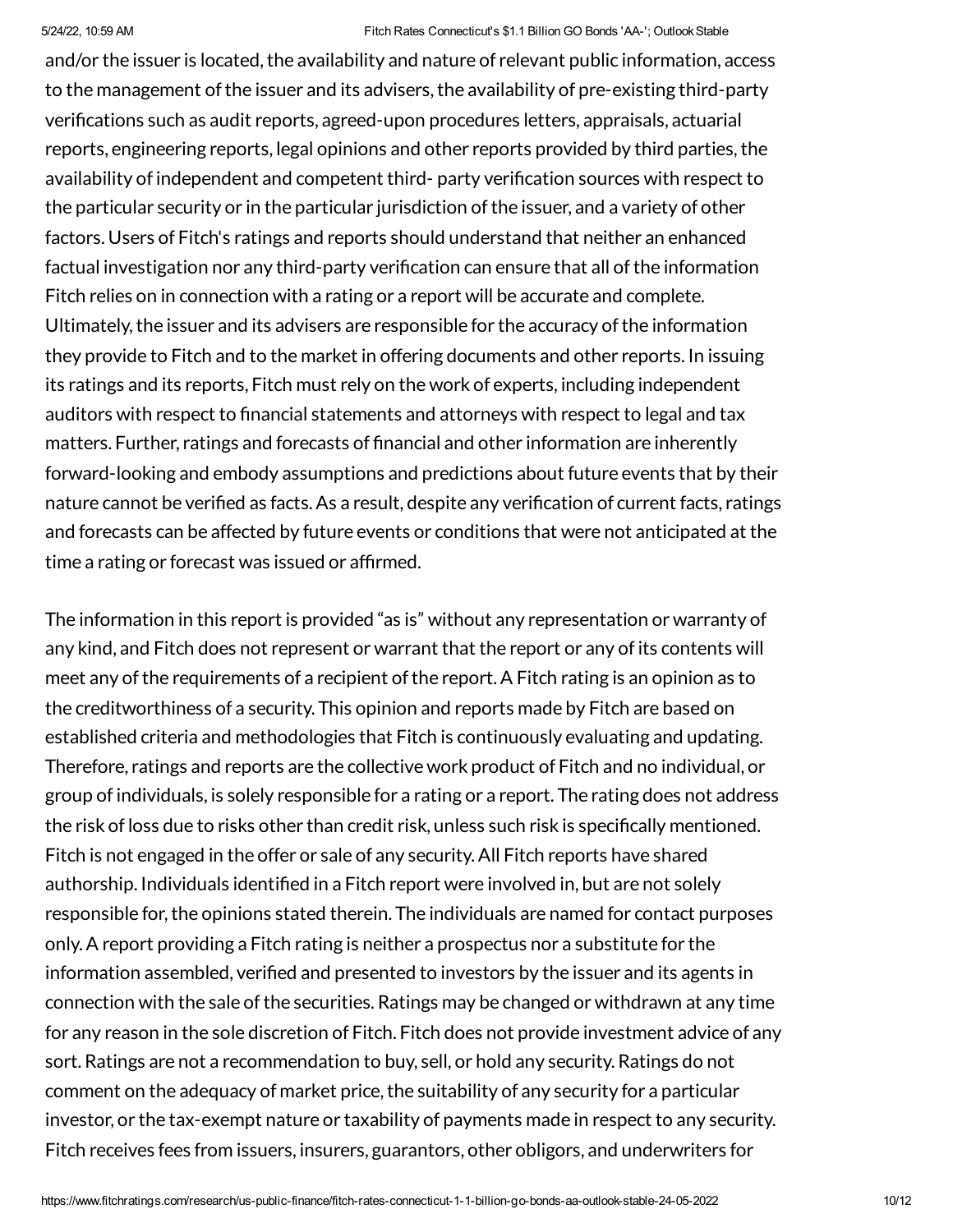and/or the issuer is located, the availability and nature of relevant public information, access to the management of the issuer and its advisers, the availability of pre-existing third-party verifications such as audit reports, agreed-upon procedures letters, appraisals, actuarial reports, engineering reports, legal opinions and other reports provided by third parties, the availability of independent and competent third- party verification sources with respect to the particular security or in the particular jurisdiction of the issuer, and a variety of other factors. Users of Fitch's ratings and reports should understand that neither an enhanced factual investigation nor any third-party verification can ensure that all of the information Fitch relies on in connection with a rating or a report will be accurate and complete. Ultimately, the issuer and its advisers are responsible for the accuracy of the information they provide to Fitch and to the market in offering documents and other reports. In issuing its ratings and its reports, Fitch must rely on the work of experts, including independent auditors with respect to financial statements and attorneys with respect to legal and tax matters. Further, ratings and forecasts of financial and other information are inherently forward-looking and embody assumptions and predictions about future events that by their nature cannot be verified as facts. As a result, despite any verification of current facts, ratings and forecasts can be affected by future events or conditions that were not anticipated at the time a rating or forecast was issued or affirmed.

The information in this report is provided "as is" without any representation or warranty of any kind, and Fitch does not represent or warrant that the report or any of its contents will meet any of the requirements of a recipient of the report. A Fitch rating is an opinion as to the creditworthiness of a security. This opinion and reports made by Fitch are based on established criteria and methodologies that Fitch is continuously evaluating and updating. Therefore, ratings and reports are the collective work product of Fitch and no individual, or group of individuals, is solely responsible for a rating or a report. The rating does not address the risk of loss due to risks other than credit risk, unless such risk is specifically mentioned. Fitch is not engaged in the offer or sale of any security. All Fitch reports have shared authorship. Individuals identified in a Fitch report were involved in, but are not solely responsible for, the opinions stated therein. The individuals are named for contact purposes only. A report providing a Fitch rating is neither a prospectus nor a substitute for the information assembled, verified and presented to investors by the issuer and its agents in connection with the sale of the securities. Ratings may be changed or withdrawn at any time for any reason in the sole discretion of Fitch. Fitch does not provide investment advice of any sort. Ratings are not a recommendation to buy, sell, or hold any security. Ratings do not comment on the adequacy of market price, the suitability of any security for a particular investor, or the tax-exempt nature or taxability of payments made in respect to any security. Fitch receives fees from issuers, insurers, guarantors, other obligors, and underwriters for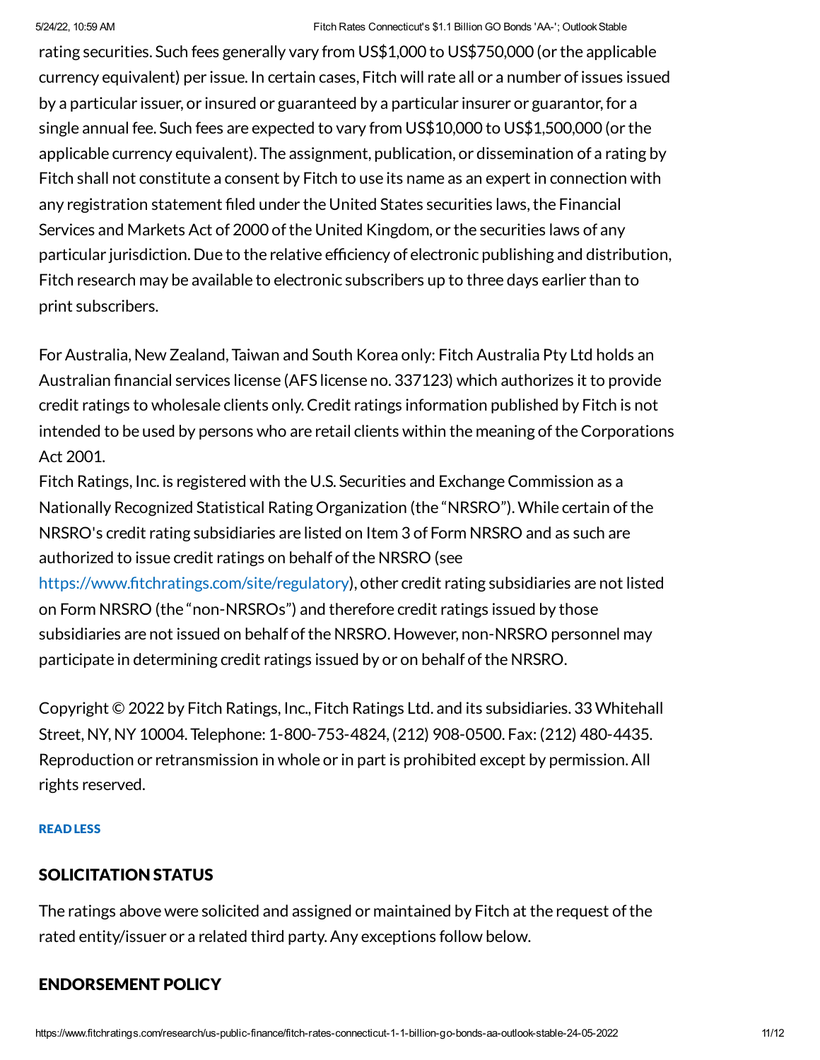rating securities. Such fees generally vary from US$1,000 to US$750,000 (or the applicable currency equivalent) per issue. In certain cases, Fitch will rate all or a number of issues issued by a particular issuer, or insured or guaranteed by a particular insurer or guarantor, for a single annual fee. Such fees are expected to vary from US$10,000 to US$1,500,000 (or the applicable currency equivalent). The assignment, publication, or dissemination of a rating by Fitch shall not constitute a consent by Fitch to use its name as an expert in connection with any registration statement filed under the United States securities laws, the Financial Services and Markets Act of 2000 of the United Kingdom, or the securities laws of any particular jurisdiction. Due to the relative efficiency of electronic publishing and distribution, Fitch research may be available to electronic subscribers up to three days earlier than to print subscribers.

For Australia, New Zealand, Taiwan and South Korea only: Fitch Australia Pty Ltd holds an Australian financial services license (AFS license no. 337123) which authorizes it to provide credit ratings to wholesale clients only. Credit ratings information published by Fitch is not intended to be used by persons who are retail clients within the meaning of the Corporations Act 2001.
Fitch Ratings, Inc. is registered with the U.S. Securities and Exchange Commission as a Nationally Recognized Statistical Rating Organization (the "NRSRO"). While certain of the NRSRO's credit rating subsidiaries are listed on Item 3 of Form NRSRO and as such are authorized to issue credit ratings on behalf of the NRSRO (see https://www.fitchratings.com/site/regulatory), other credit rating subsidiaries are not listed on Form NRSRO (the "non-NRSROs") and therefore credit ratings issued by those subsidiaries are not issued on behalf of the NRSRO. However, non-NRSRO personnel may participate in determining credit ratings issued by or on behalf of the NRSRO.

Copyright © 2022 by Fitch Ratings, Inc., Fitch Ratings Ltd. and its subsidiaries. 33 Whitehall Street, NY, NY 10004. Telephone: 1-800-753-4824, (212) 908-0500. Fax: (212) 480-4435. Reproduction or retransmission in whole or in part is prohibited except by permission. All rights reserved.

READ LESS

## SOLICITATION STATUS

The ratings above were solicited and assigned or maintained by Fitch at the request of the rated entity/issuer or a related third party. Any exceptions follow below.

## ENDORSEMENT POLICY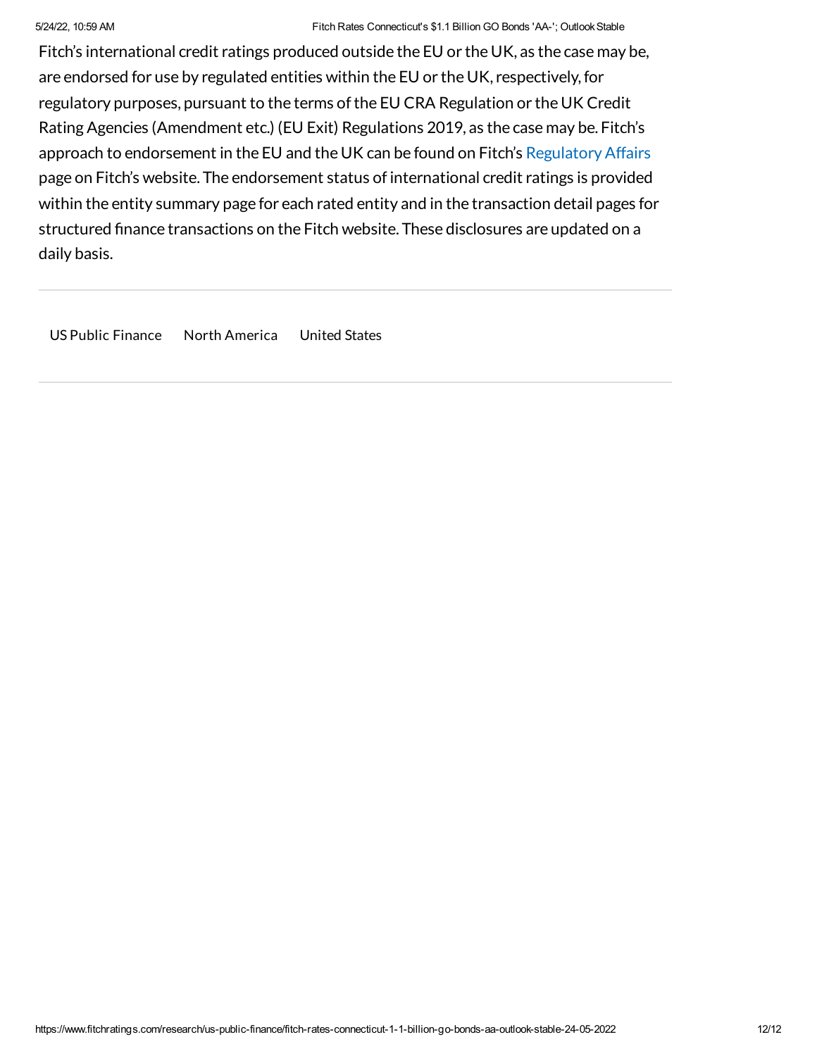Fitch's international credit ratings produced outside the EU or the UK, as the case may be, are endorsed for use by regulated entities within the EU or the UK, respectively, for regulatory purposes, pursuant to the terms of the EU CRA Regulation or the UK Credit Rating Agencies (Amendment etc.) (EU Exit) Regulations 2019, as the case may be. Fitch's approach to endorsement in the EU and the UK can be found on Fitch's Regulatory Affairs page on Fitch's website. The endorsement status of international credit ratings is provided within the entity summary page for each rated entity and in the transaction detail pages for structured finance transactions on the Fitch website. These disclosures are updated on a daily basis.

---

US Public Finance    North America    United States

---